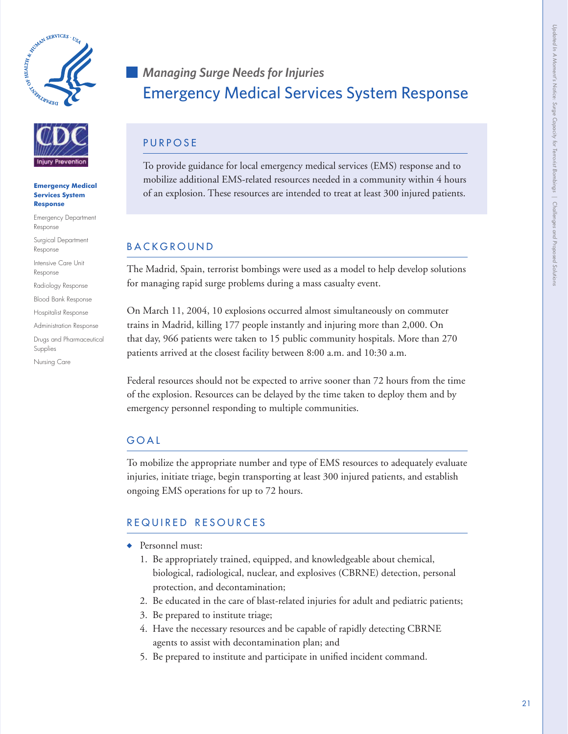## *Managing Surge Needs for Injuries*

# Emergency Medical Services System Response

**Emergency Medical Services System Response**

Emergency Department Response

Surgical Department Response

Intensive Care Unit Response

Radiology Response

Blood Bank Response

Hospitalist Response

Administration Response

Drugs and Pharmaceutical Supplies

Nursing Care

## PURPOSE

To provide guidance for local emergency medical services (EMS) response and to mobilize additional EMS-related resources needed in a community within 4 hours of an explosion. These resources are intended to treat at least 300 injured patients.

## BACKGROUND

The Madrid, Spain, terrorist bombings were used as a model to help develop solutions for managing rapid surge problems during a mass casualty event.

On March 11, 2004, 10 explosions occurred almost simultaneously on commuter trains in Madrid, killing 177 people instantly and injuring more than 2,000. On that day, 966 patients were taken to 15 public community hospitals. More than 270 patients arrived at the closest facility between 8:00 a.m. and 10:30 a.m.

Federal resources should not be expected to arrive sooner than 72 hours from the time of the explosion. Resources can be delayed by the time taken to deploy them and by emergency personnel responding to multiple communities.

## GOAL

To mobilize the appropriate number and type of EMS resources to adequately evaluate injuries, initiate triage, begin transporting at least 300 injured patients, and establish ongoing EMS operations for up to 72 hours.

## REQUIRED RESOURCES

- Personnel must:
  1. Be appropriately trained, equipped, and knowledgeable about chemical, biological, radiological, nuclear, and explosives (CBRNE) detection, personal protection, and decontamination;
  2. Be educated in the care of blast-related injuries for adult and pediatric patients;
  3. Be prepared to institute triage;
  4. Have the necessary resources and be capable of rapidly detecting CBRNE agents to assist with decontamination plan; and
  5. Be prepared to institute and participate in unified incident command.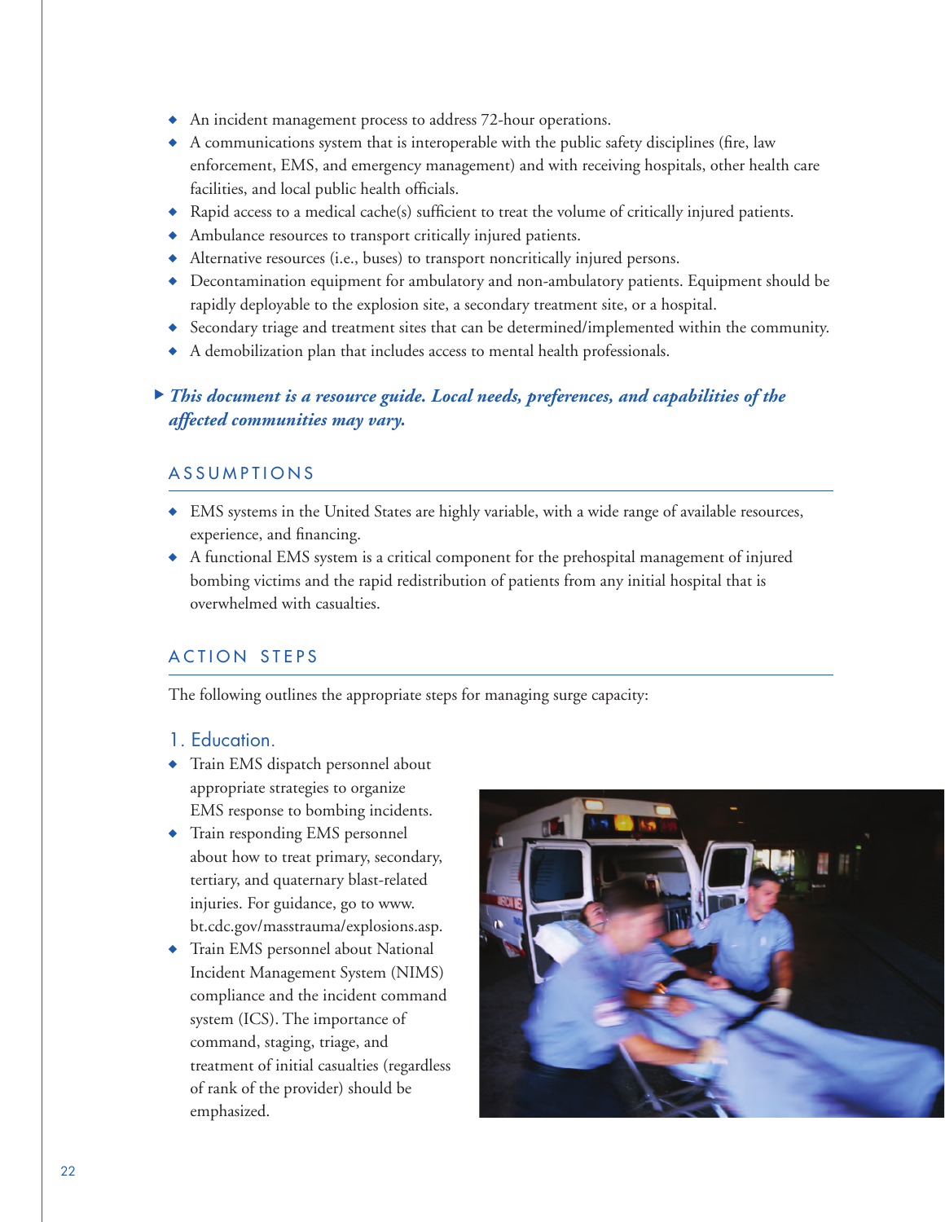- An incident management process to address 72-hour operations.
- A communications system that is interoperable with the public safety disciplines (fire, law enforcement, EMS, and emergency management) and with receiving hospitals, other health care facilities, and local public health officials.
- Rapid access to a medical cache(s) sufficient to treat the volume of critically injured patients.
- Ambulance resources to transport critically injured patients.
- Alternative resources (i.e., buses) to transport noncritically injured persons.
- Decontamination equipment for ambulatory and non-ambulatory patients. Equipment should be rapidly deployable to the explosion site, a secondary treatment site, or a hospital.
- Secondary triage and treatment sites that can be determined/implemented within the community.
- A demobilization plan that includes access to mental health professionals.

***This document is a resource guide. Local needs, preferences, and capabilities of the affected communities may vary.***

## ASSUMPTIONS

- EMS systems in the United States are highly variable, with a wide range of available resources, experience, and financing.
- A functional EMS system is a critical component for the prehospital management of injured bombing victims and the rapid redistribution of patients from any initial hospital that is overwhelmed with casualties.

## ACTION STEPS

The following outlines the appropriate steps for managing surge capacity:

### 1. Education.

- Train EMS dispatch personnel about appropriate strategies to organize EMS response to bombing incidents.
- Train responding EMS personnel about how to treat primary, secondary, tertiary, and quaternary blast-related injuries. For guidance, go to www.bt.cdc.gov/masstrauma/explosions.asp.
- Train EMS personnel about National Incident Management System (NIMS) compliance and the incident command system (ICS). The importance of command, staging, triage, and treatment of initial casualties (regardless of rank of the provider) should be emphasized.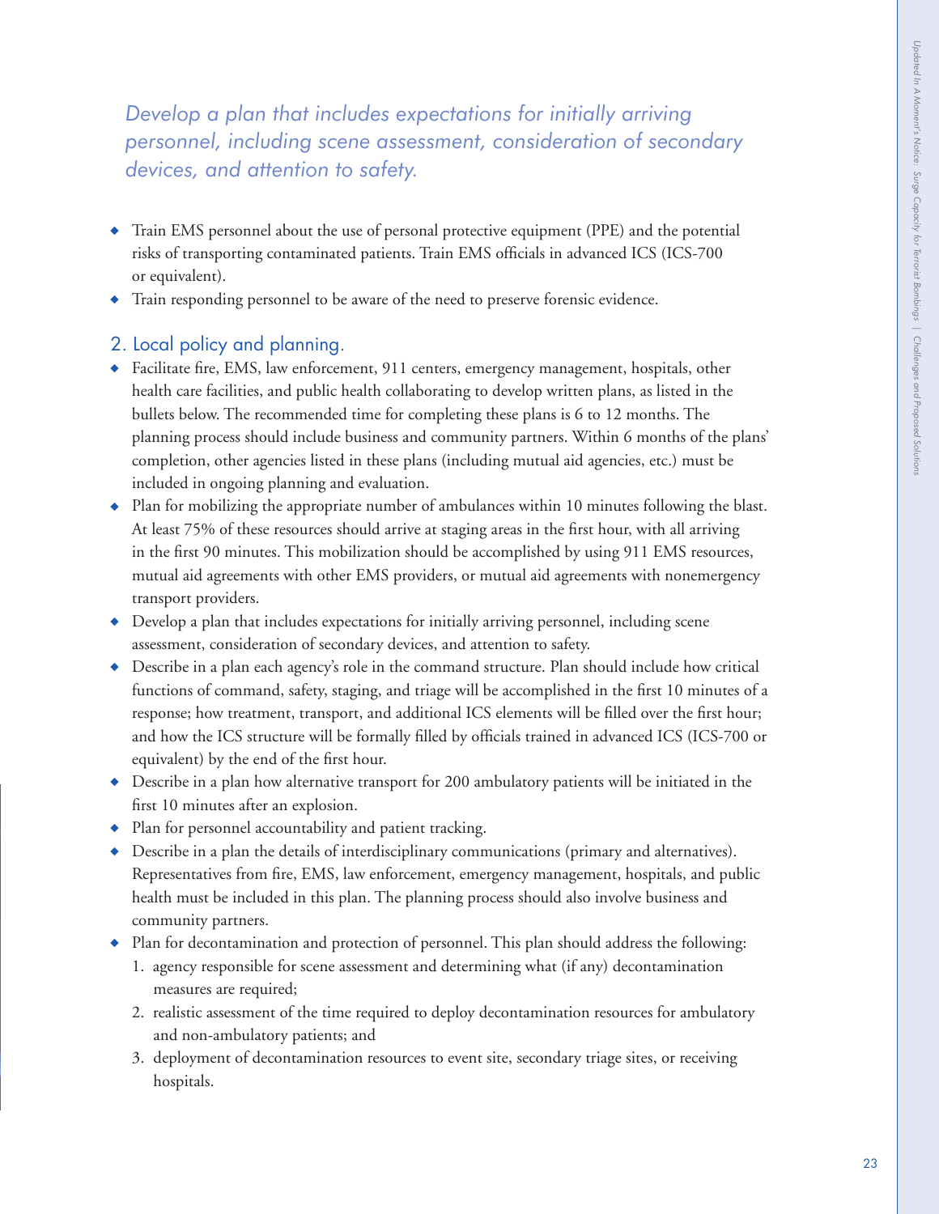*Develop a plan that includes expectations for initially arriving personnel, including scene assessment, consideration of secondary devices, and attention to safety.*

- Train EMS personnel about the use of personal protective equipment (PPE) and the potential risks of transporting contaminated patients. Train EMS officials in advanced ICS (ICS-700 or equivalent).
- Train responding personnel to be aware of the need to preserve forensic evidence.

## 2. Local policy and planning.

- Facilitate fire, EMS, law enforcement, 911 centers, emergency management, hospitals, other health care facilities, and public health collaborating to develop written plans, as listed in the bullets below. The recommended time for completing these plans is 6 to 12 months. The planning process should include business and community partners. Within 6 months of the plans' completion, other agencies listed in these plans (including mutual aid agencies, etc.) must be included in ongoing planning and evaluation.
- Plan for mobilizing the appropriate number of ambulances within 10 minutes following the blast. At least 75% of these resources should arrive at staging areas in the first hour, with all arriving in the first 90 minutes. This mobilization should be accomplished by using 911 EMS resources, mutual aid agreements with other EMS providers, or mutual aid agreements with nonemergency transport providers.
- Develop a plan that includes expectations for initially arriving personnel, including scene assessment, consideration of secondary devices, and attention to safety.
- Describe in a plan each agency's role in the command structure. Plan should include how critical functions of command, safety, staging, and triage will be accomplished in the first 10 minutes of a response; how treatment, transport, and additional ICS elements will be filled over the first hour; and how the ICS structure will be formally filled by officials trained in advanced ICS (ICS-700 or equivalent) by the end of the first hour.
- Describe in a plan how alternative transport for 200 ambulatory patients will be initiated in the first 10 minutes after an explosion.
- Plan for personnel accountability and patient tracking.
- Describe in a plan the details of interdisciplinary communications (primary and alternatives). Representatives from fire, EMS, law enforcement, emergency management, hospitals, and public health must be included in this plan. The planning process should also involve business and community partners.
- Plan for decontamination and protection of personnel. This plan should address the following:
  1. agency responsible for scene assessment and determining what (if any) decontamination measures are required;
  2. realistic assessment of the time required to deploy decontamination resources for ambulatory and non-ambulatory patients; and
  3. deployment of decontamination resources to event site, secondary triage sites, or receiving hospitals.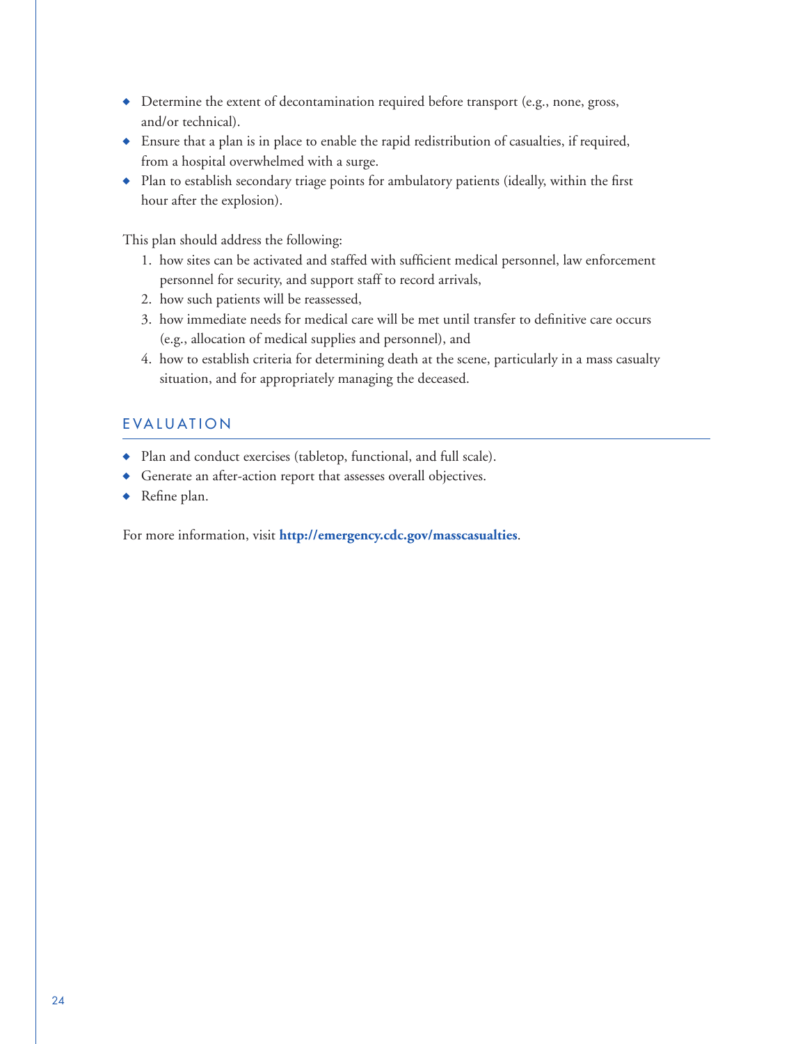- Determine the extent of decontamination required before transport (e.g., none, gross, and/or technical).
- Ensure that a plan is in place to enable the rapid redistribution of casualties, if required, from a hospital overwhelmed with a surge.
- Plan to establish secondary triage points for ambulatory patients (ideally, within the first hour after the explosion).

This plan should address the following:

1. how sites can be activated and staffed with sufficient medical personnel, law enforcement personnel for security, and support staff to record arrivals,
2. how such patients will be reassessed,
3. how immediate needs for medical care will be met until transfer to definitive care occurs (e.g., allocation of medical supplies and personnel), and
4. how to establish criteria for determining death at the scene, particularly in a mass casualty situation, and for appropriately managing the deceased.

## EVALUATION

- Plan and conduct exercises (tabletop, functional, and full scale).
- Generate an after-action report that assesses overall objectives.
- Refine plan.

For more information, visit **http://emergency.cdc.gov/masscasualties**.